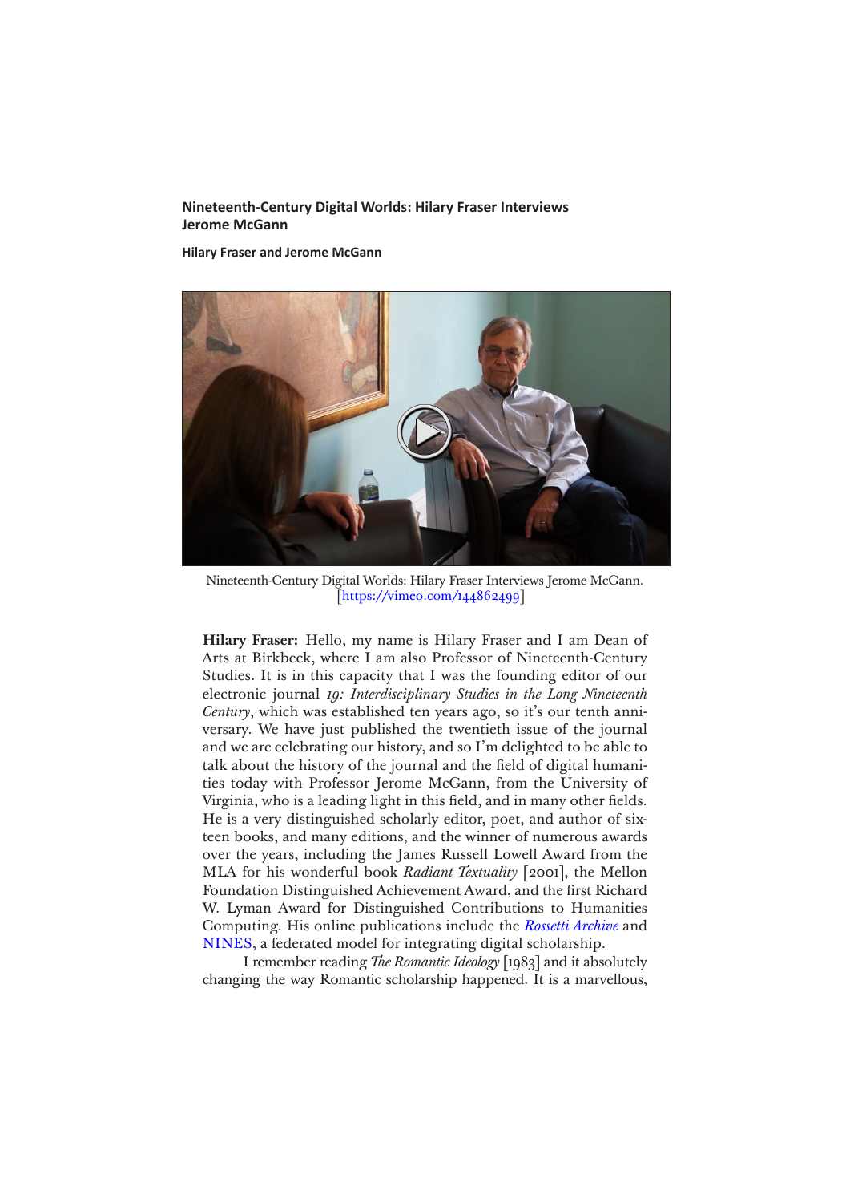# Nineteenth-Century Digital Worlds: Hilary Fraser Interviews Jerome McGann

**Hilary Fraser and Jerome McGann**

Nineteenth-Century Digital Worlds: Hilary Fraser Interviews Jerome McGann. [https://vimeo.com/144862499]

**Hilary Fraser:** Hello, my name is Hilary Fraser and I am Dean of Arts at Birkbeck, where I am also Professor of Nineteenth-Century Studies. It is in this capacity that I was the founding editor of our electronic journal *19: Interdisciplinary Studies in the Long Nineteenth Century*, which was established ten years ago, so it's our tenth anniversary. We have just published the twentieth issue of the journal and we are celebrating our history, and so I'm delighted to be able to talk about the history of the journal and the field of digital humanities today with Professor Jerome McGann, from the University of Virginia, who is a leading light in this field, and in many other fields. He is a very distinguished scholarly editor, poet, and author of sixteen books, and many editions, and the winner of numerous awards over the years, including the James Russell Lowell Award from the MLA for his wonderful book *Radiant Textuality* [2001], the Mellon Foundation Distinguished Achievement Award, and the first Richard W. Lyman Award for Distinguished Contributions to Humanities Computing. His online publications include the *Rossetti Archive* and NINES, a federated model for integrating digital scholarship.

I remember reading *The Romantic Ideology* [1983] and it absolutely changing the way Romantic scholarship happened. It is a marvellous,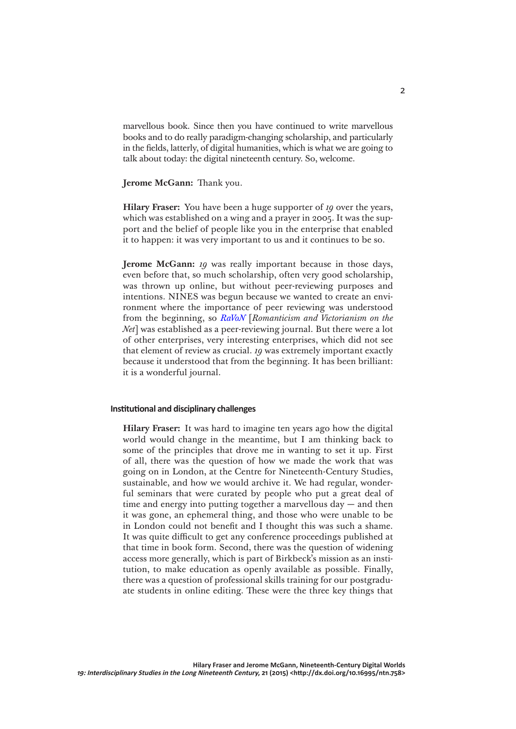marvellous book. Since then you have continued to write marvellous books and to do really paradigm-changing scholarship, and particularly in the fields, latterly, of digital humanities, which is what we are going to talk about today: the digital nineteenth century. So, welcome.

**Jerome McGann:** Thank you.

**Hilary Fraser:** You have been a huge supporter of *19* over the years, which was established on a wing and a prayer in 2005. It was the support and the belief of people like you in the enterprise that enabled it to happen: it was very important to us and it continues to be so.

**Jerome McGann:** *19* was really important because in those days, even before that, so much scholarship, often very good scholarship, was thrown up online, but without peer-reviewing purposes and intentions. NINES was begun because we wanted to create an environment where the importance of peer reviewing was understood from the beginning, so *RaVoN* [*Romanticism and Victorianism on the Net*] was established as a peer-reviewing journal. But there were a lot of other enterprises, very interesting enterprises, which did not see that element of review as crucial. *19* was extremely important exactly because it understood that from the beginning. It has been brilliant: it is a wonderful journal.

### Institutional and disciplinary challenges

**Hilary Fraser:** It was hard to imagine ten years ago how the digital world would change in the meantime, but I am thinking back to some of the principles that drove me in wanting to set it up. First of all, there was the question of how we made the work that was going on in London, at the Centre for Nineteenth-Century Studies, sustainable, and how we would archive it. We had regular, wonderful seminars that were curated by people who put a great deal of time and energy into putting together a marvellous day — and then it was gone, an ephemeral thing, and those who were unable to be in London could not benefit and I thought this was such a shame. It was quite difficult to get any conference proceedings published at that time in book form. Second, there was the question of widening access more generally, which is part of Birkbeck's mission as an institution, to make education as openly available as possible. Finally, there was a question of professional skills training for our postgraduate students in online editing. These were the three key things that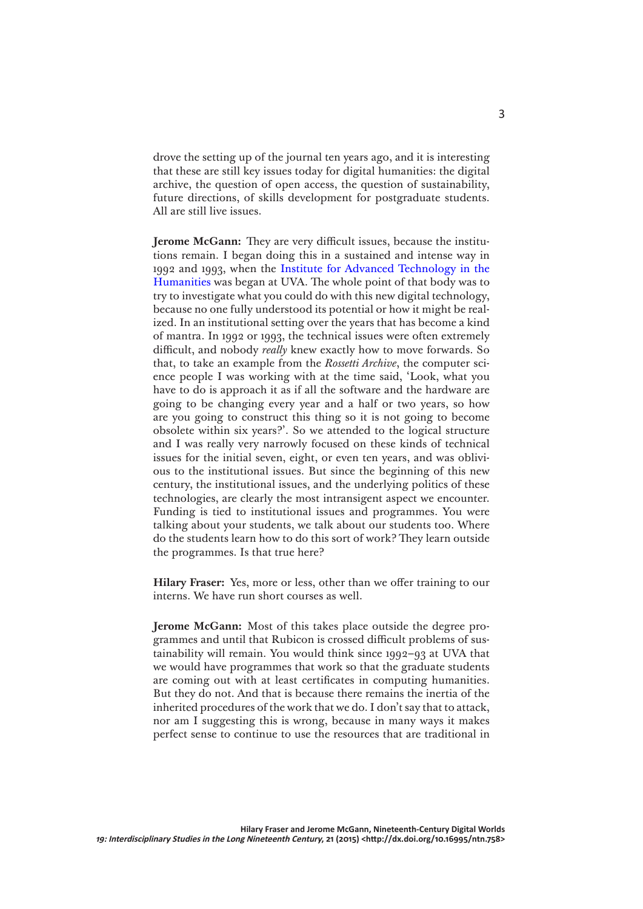drove the setting up of the journal ten years ago, and it is interesting that these are still key issues today for digital humanities: the digital archive, the question of open access, the question of sustainability, future directions, of skills development for postgraduate students. All are still live issues.

**Jerome McGann:** They are very difficult issues, because the institutions remain. I began doing this in a sustained and intense way in 1992 and 1993, when the Institute for Advanced Technology in the Humanities was began at UVA. The whole point of that body was to try to investigate what you could do with this new digital technology, because no one fully understood its potential or how it might be realized. In an institutional setting over the years that has become a kind of mantra. In 1992 or 1993, the technical issues were often extremely difficult, and nobody *really* knew exactly how to move forwards. So that, to take an example from the *Rossetti Archive*, the computer science people I was working with at the time said, 'Look, what you have to do is approach it as if all the software and the hardware are going to be changing every year and a half or two years, so how are you going to construct this thing so it is not going to become obsolete within six years?'. So we attended to the logical structure and I was really very narrowly focused on these kinds of technical issues for the initial seven, eight, or even ten years, and was oblivious to the institutional issues. But since the beginning of this new century, the institutional issues, and the underlying politics of these technologies, are clearly the most intransigent aspect we encounter. Funding is tied to institutional issues and programmes. You were talking about your students, we talk about our students too. Where do the students learn how to do this sort of work? They learn outside the programmes. Is that true here?

**Hilary Fraser:** Yes, more or less, other than we offer training to our interns. We have run short courses as well.

**Jerome McGann:** Most of this takes place outside the degree programmes and until that Rubicon is crossed difficult problems of sustainability will remain. You would think since 1992–93 at UVA that we would have programmes that work so that the graduate students are coming out with at least certificates in computing humanities. But they do not. And that is because there remains the inertia of the inherited procedures of the work that we do. I don't say that to attack, nor am I suggesting this is wrong, because in many ways it makes perfect sense to continue to use the resources that are traditional in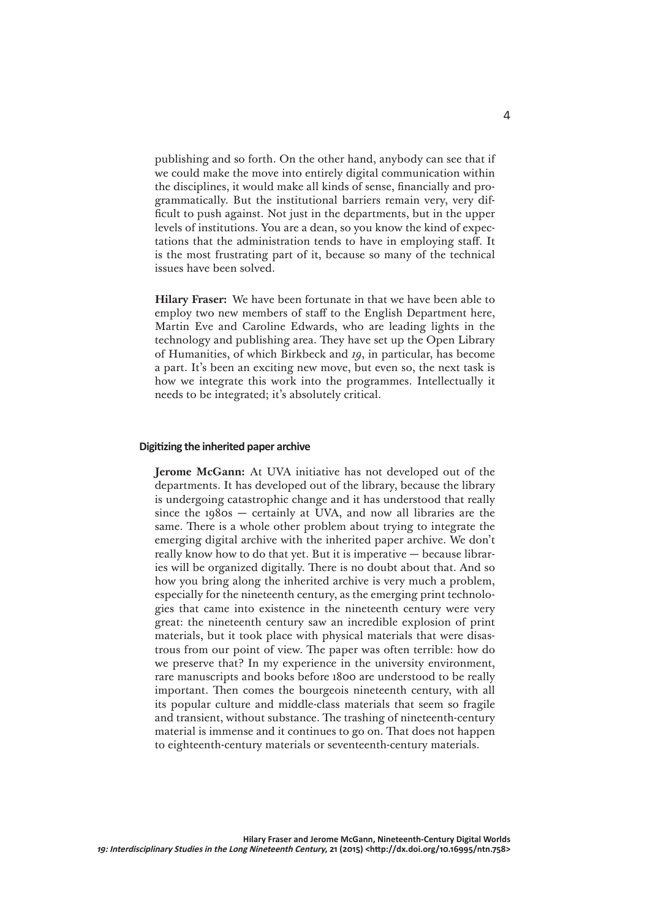publishing and so forth. On the other hand, anybody can see that if we could make the move into entirely digital communication within the disciplines, it would make all kinds of sense, financially and programmatically. But the institutional barriers remain very, very difficult to push against. Not just in the departments, but in the upper levels of institutions. You are a dean, so you know the kind of expectations that the administration tends to have in employing staff. It is the most frustrating part of it, because so many of the technical issues have been solved.

**Hilary Fraser:** We have been fortunate in that we have been able to employ two new members of staff to the English Department here, Martin Eve and Caroline Edwards, who are leading lights in the technology and publishing area. They have set up the Open Library of Humanities, of which Birkbeck and *19*, in particular, has become a part. It's been an exciting new move, but even so, the next task is how we integrate this work into the programmes. Intellectually it needs to be integrated; it's absolutely critical.

### Digitizing the inherited paper archive

**Jerome McGann:** At UVA initiative has not developed out of the departments. It has developed out of the library, because the library is undergoing catastrophic change and it has understood that really since the 1980s — certainly at UVA, and now all libraries are the same. There is a whole other problem about trying to integrate the emerging digital archive with the inherited paper archive. We don't really know how to do that yet. But it is imperative — because libraries will be organized digitally. There is no doubt about that. And so how you bring along the inherited archive is very much a problem, especially for the nineteenth century, as the emerging print technologies that came into existence in the nineteenth century were very great: the nineteenth century saw an incredible explosion of print materials, but it took place with physical materials that were disastrous from our point of view. The paper was often terrible: how do we preserve that? In my experience in the university environment, rare manuscripts and books before 1800 are understood to be really important. Then comes the bourgeois nineteenth century, with all its popular culture and middle-class materials that seem so fragile and transient, without substance. The trashing of nineteenth-century material is immense and it continues to go on. That does not happen to eighteenth-century materials or seventeenth-century materials.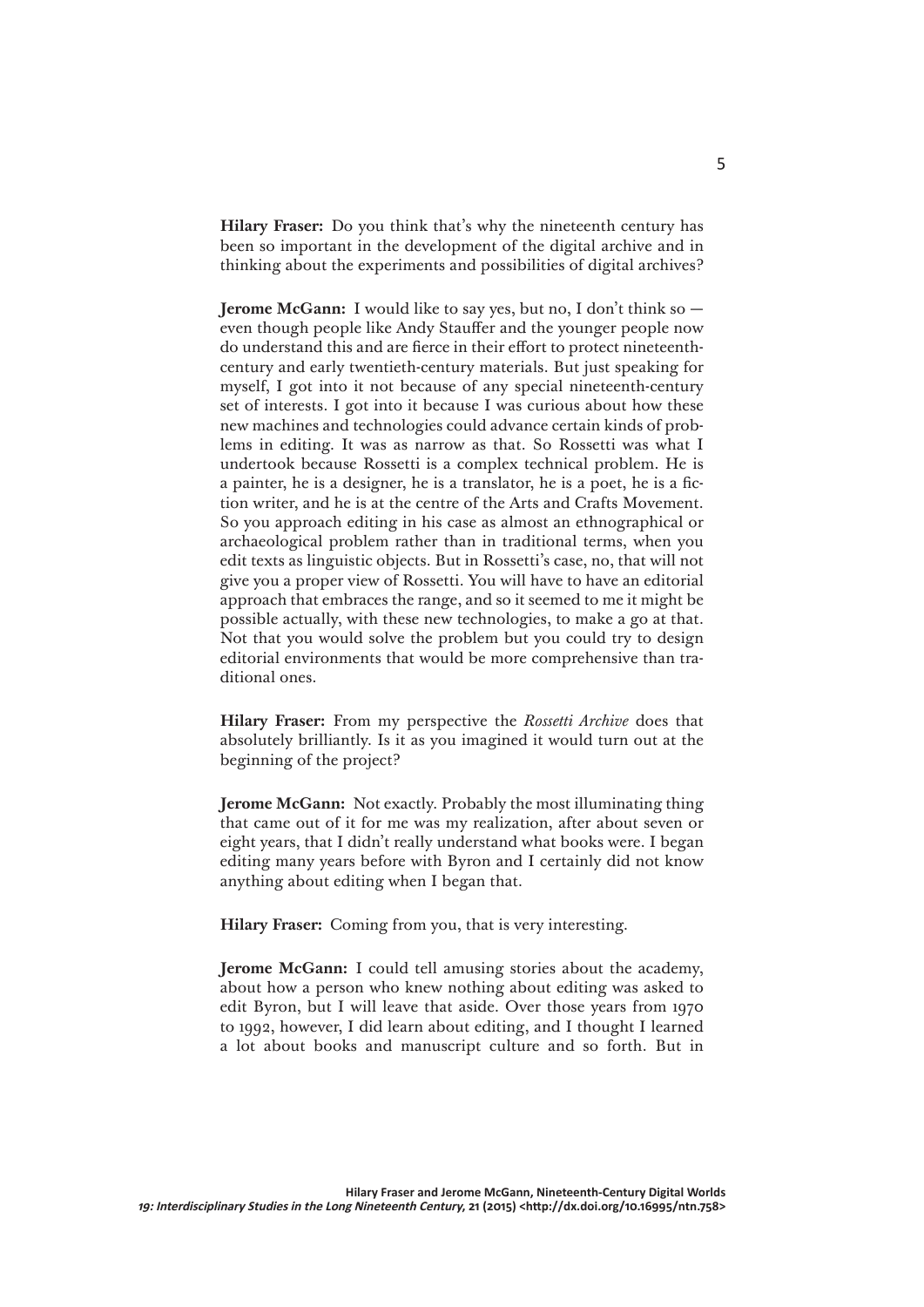**Hilary Fraser:** Do you think that's why the nineteenth century has been so important in the development of the digital archive and in thinking about the experiments and possibilities of digital archives?

**Jerome McGann:** I would like to say yes, but no, I don't think so — even though people like Andy Stauffer and the younger people now do understand this and are fierce in their effort to protect nineteenth-century and early twentieth-century materials. But just speaking for myself, I got into it not because of any special nineteenth-century set of interests. I got into it because I was curious about how these new machines and technologies could advance certain kinds of problems in editing. It was as narrow as that. So Rossetti was what I undertook because Rossetti is a complex technical problem. He is a painter, he is a designer, he is a translator, he is a poet, he is a fiction writer, and he is at the centre of the Arts and Crafts Movement. So you approach editing in his case as almost an ethnographical or archaeological problem rather than in traditional terms, when you edit texts as linguistic objects. But in Rossetti's case, no, that will not give you a proper view of Rossetti. You will have to have an editorial approach that embraces the range, and so it seemed to me it might be possible actually, with these new technologies, to make a go at that. Not that you would solve the problem but you could try to design editorial environments that would be more comprehensive than traditional ones.

**Hilary Fraser:** From my perspective the *Rossetti Archive* does that absolutely brilliantly. Is it as you imagined it would turn out at the beginning of the project?

**Jerome McGann:** Not exactly. Probably the most illuminating thing that came out of it for me was my realization, after about seven or eight years, that I didn't really understand what books were. I began editing many years before with Byron and I certainly did not know anything about editing when I began that.

**Hilary Fraser:** Coming from you, that is very interesting.

**Jerome McGann:** I could tell amusing stories about the academy, about how a person who knew nothing about editing was asked to edit Byron, but I will leave that aside. Over those years from 1970 to 1992, however, I did learn about editing, and I thought I learned a lot about books and manuscript culture and so forth. But in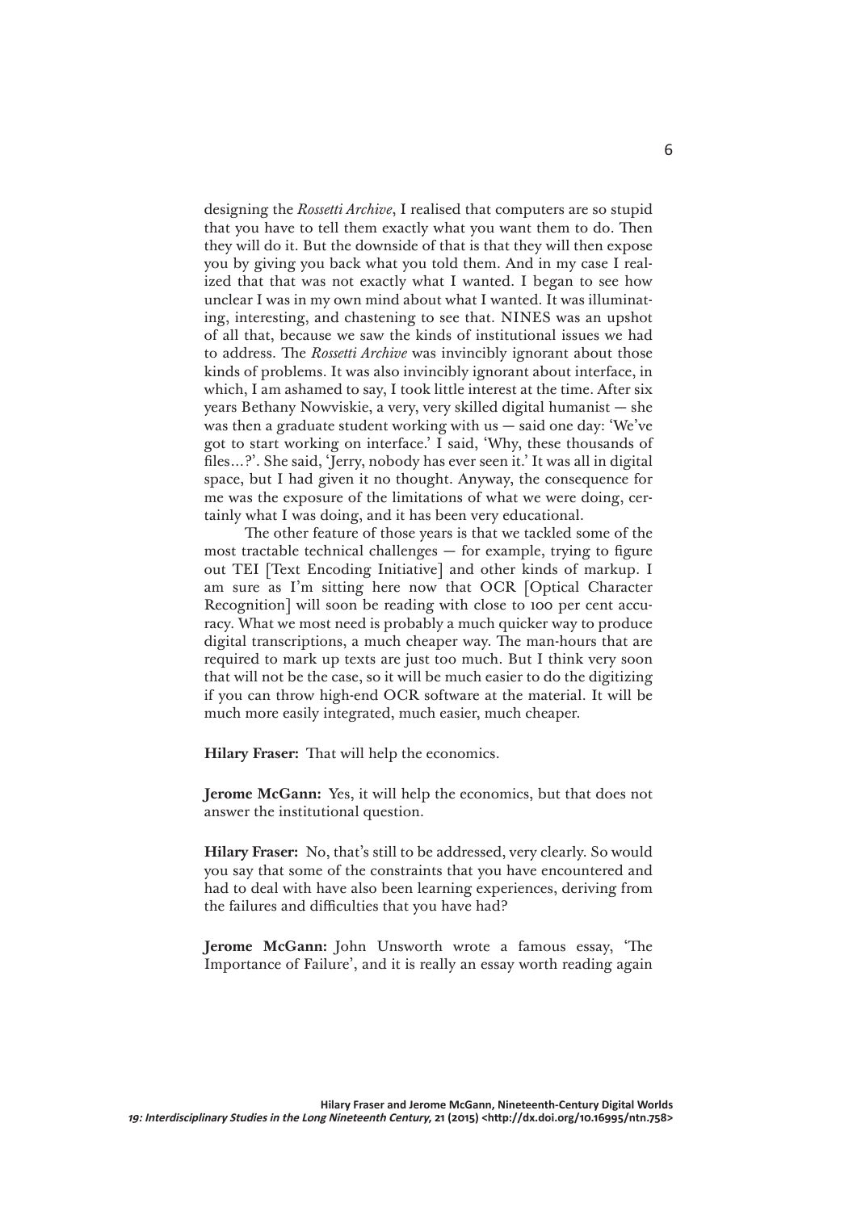designing the *Rossetti Archive*, I realised that computers are so stupid that you have to tell them exactly what you want them to do. Then they will do it. But the downside of that is that they will then expose you by giving you back what you told them. And in my case I realized that that was not exactly what I wanted. I began to see how unclear I was in my own mind about what I wanted. It was illuminating, interesting, and chastening to see that. NINES was an upshot of all that, because we saw the kinds of institutional issues we had to address. The *Rossetti Archive* was invincibly ignorant about those kinds of problems. It was also invincibly ignorant about interface, in which, I am ashamed to say, I took little interest at the time. After six years Bethany Nowviskie, a very, very skilled digital humanist — she was then a graduate student working with us — said one day: 'We've got to start working on interface.' I said, 'Why, these thousands of files…?'. She said, 'Jerry, nobody has ever seen it.' It was all in digital space, but I had given it no thought. Anyway, the consequence for me was the exposure of the limitations of what we were doing, certainly what I was doing, and it has been very educational.

The other feature of those years is that we tackled some of the most tractable technical challenges — for example, trying to figure out TEI [Text Encoding Initiative] and other kinds of markup. I am sure as I'm sitting here now that OCR [Optical Character Recognition] will soon be reading with close to 100 per cent accuracy. What we most need is probably a much quicker way to produce digital transcriptions, a much cheaper way. The man-hours that are required to mark up texts are just too much. But I think very soon that will not be the case, so it will be much easier to do the digitizing if you can throw high-end OCR software at the material. It will be much more easily integrated, much easier, much cheaper.

**Hilary Fraser:** That will help the economics.

**Jerome McGann:** Yes, it will help the economics, but that does not answer the institutional question.

**Hilary Fraser:** No, that's still to be addressed, very clearly. So would you say that some of the constraints that you have encountered and had to deal with have also been learning experiences, deriving from the failures and difficulties that you have had?

**Jerome McGann:** John Unsworth wrote a famous essay, 'The Importance of Failure', and it is really an essay worth reading again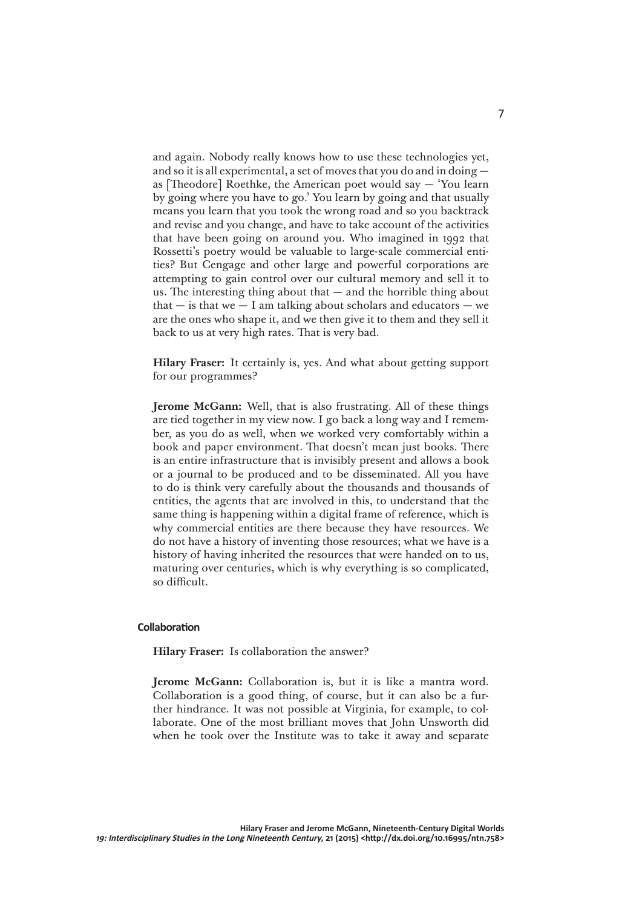and again. Nobody really knows how to use these technologies yet, and so it is all experimental, a set of moves that you do and in doing — as [Theodore] Roethke, the American poet would say — 'You learn by going where you have to go.' You learn by going and that usually means you learn that you took the wrong road and so you backtrack and revise and you change, and have to take account of the activities that have been going on around you. Who imagined in 1992 that Rossetti's poetry would be valuable to large-scale commercial entities? But Cengage and other large and powerful corporations are attempting to gain control over our cultural memory and sell it to us. The interesting thing about that — and the horrible thing about that — is that we — I am talking about scholars and educators — we are the ones who shape it, and we then give it to them and they sell it back to us at very high rates. That is very bad.

**Hilary Fraser:** It certainly is, yes. And what about getting support for our programmes?

**Jerome McGann:** Well, that is also frustrating. All of these things are tied together in my view now. I go back a long way and I remember, as you do as well, when we worked very comfortably within a book and paper environment. That doesn't mean just books. There is an entire infrastructure that is invisibly present and allows a book or a journal to be produced and to be disseminated. All you have to do is think very carefully about the thousands and thousands of entities, the agents that are involved in this, to understand that the same thing is happening within a digital frame of reference, which is why commercial entities are there because they have resources. We do not have a history of inventing those resources; what we have is a history of having inherited the resources that were handed on to us, maturing over centuries, which is why everything is so complicated, so difficult.

## Collaboration

**Hilary Fraser:** Is collaboration the answer?

**Jerome McGann:** Collaboration is, but it is like a mantra word. Collaboration is a good thing, of course, but it can also be a further hindrance. It was not possible at Virginia, for example, to collaborate. One of the most brilliant moves that John Unsworth did when he took over the Institute was to take it away and separate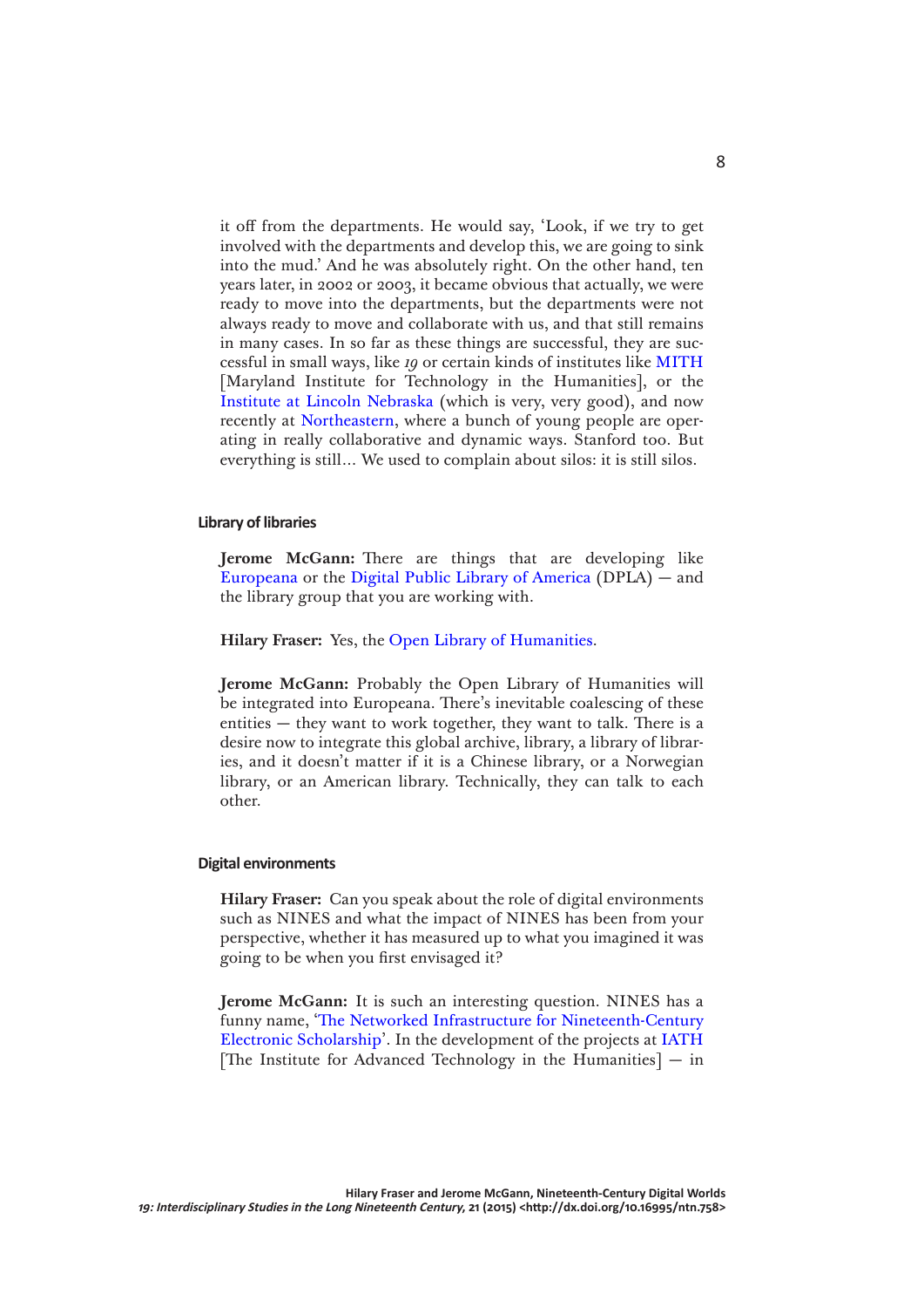it off from the departments. He would say, 'Look, if we try to get involved with the departments and develop this, we are going to sink into the mud.' And he was absolutely right. On the other hand, ten years later, in 2002 or 2003, it became obvious that actually, we were ready to move into the departments, but the departments were not always ready to move and collaborate with us, and that still remains in many cases. In so far as these things are successful, they are successful in small ways, like *19* or certain kinds of institutes like MITH [Maryland Institute for Technology in the Humanities], or the Institute at Lincoln Nebraska (which is very, very good), and now recently at Northeastern, where a bunch of young people are operating in really collaborative and dynamic ways. Stanford too. But everything is still… We used to complain about silos: it is still silos.

### Library of libraries

**Jerome McGann:** There are things that are developing like Europeana or the Digital Public Library of America (DPLA) — and the library group that you are working with.

**Hilary Fraser:** Yes, the Open Library of Humanities.

**Jerome McGann:** Probably the Open Library of Humanities will be integrated into Europeana. There's inevitable coalescing of these entities — they want to work together, they want to talk. There is a desire now to integrate this global archive, library, a library of libraries, and it doesn't matter if it is a Chinese library, or a Norwegian library, or an American library. Technically, they can talk to each other.

### Digital environments

**Hilary Fraser:** Can you speak about the role of digital environments such as NINES and what the impact of NINES has been from your perspective, whether it has measured up to what you imagined it was going to be when you first envisaged it?

**Jerome McGann:** It is such an interesting question. NINES has a funny name, 'The Networked Infrastructure for Nineteenth-Century Electronic Scholarship'. In the development of the projects at IATH [The Institute for Advanced Technology in the Humanities] — in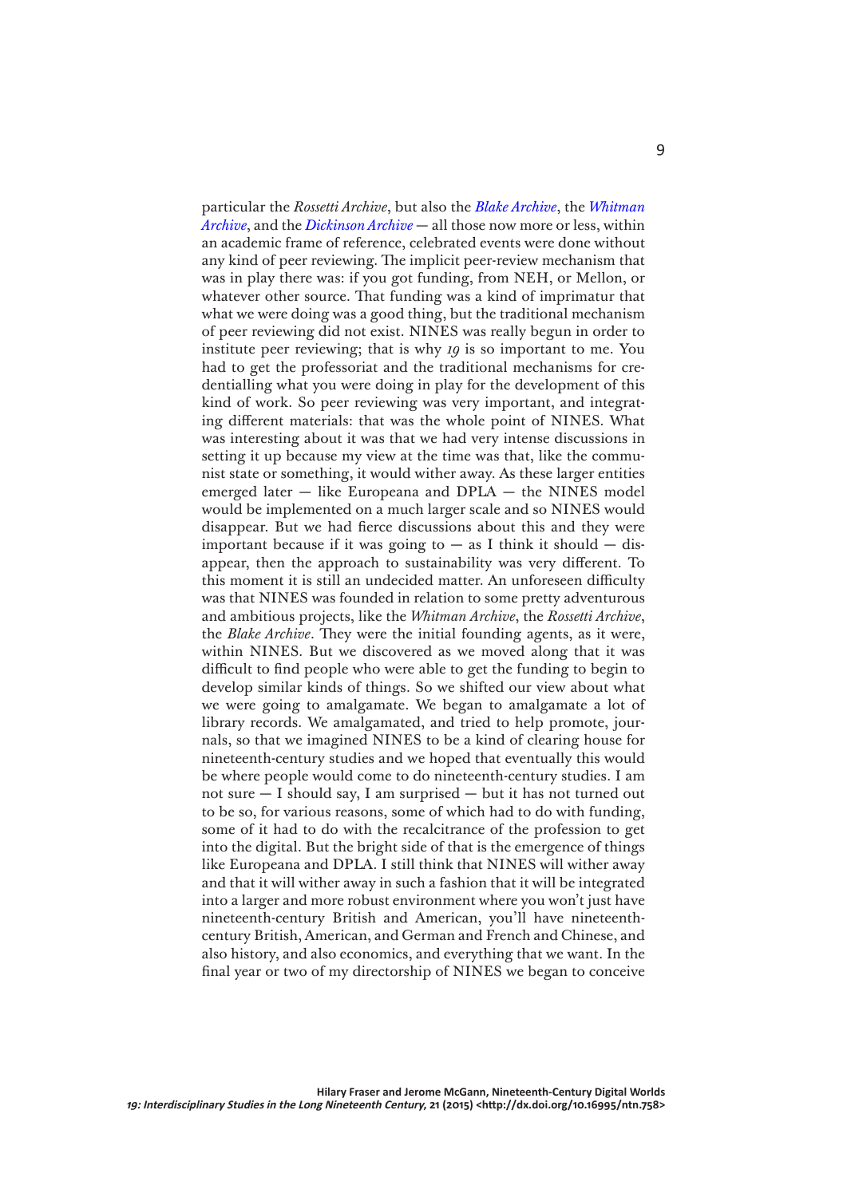particular the *Rossetti Archive*, but also the *Blake Archive*, the *Whitman Archive*, and the *Dickinson Archive* — all those now more or less, within an academic frame of reference, celebrated events were done without any kind of peer reviewing. The implicit peer-review mechanism that was in play there was: if you got funding, from NEH, or Mellon, or whatever other source. That funding was a kind of imprimatur that what we were doing was a good thing, but the traditional mechanism of peer reviewing did not exist. NINES was really begun in order to institute peer reviewing; that is why *19* is so important to me. You had to get the professoriat and the traditional mechanisms for credentialling what you were doing in play for the development of this kind of work. So peer reviewing was very important, and integrating different materials: that was the whole point of NINES. What was interesting about it was that we had very intense discussions in setting it up because my view at the time was that, like the communist state or something, it would wither away. As these larger entities emerged later — like Europeana and DPLA — the NINES model would be implemented on a much larger scale and so NINES would disappear. But we had fierce discussions about this and they were important because if it was going to — as I think it should — disappear, then the approach to sustainability was very different. To this moment it is still an undecided matter. An unforeseen difficulty was that NINES was founded in relation to some pretty adventurous and ambitious projects, like the *Whitman Archive*, the *Rossetti Archive*, the *Blake Archive*. They were the initial founding agents, as it were, within NINES. But we discovered as we moved along that it was difficult to find people who were able to get the funding to begin to develop similar kinds of things. So we shifted our view about what we were going to amalgamate. We began to amalgamate a lot of library records. We amalgamated, and tried to help promote, journals, so that we imagined NINES to be a kind of clearing house for nineteenth-century studies and we hoped that eventually this would be where people would come to do nineteenth-century studies. I am not sure — I should say, I am surprised — but it has not turned out to be so, for various reasons, some of which had to do with funding, some of it had to do with the recalcitrance of the profession to get into the digital. But the bright side of that is the emergence of things like Europeana and DPLA. I still think that NINES will wither away and that it will wither away in such a fashion that it will be integrated into a larger and more robust environment where you won't just have nineteenth-century British and American, you'll have nineteenth-century British, American, and German and French and Chinese, and also history, and also economics, and everything that we want. In the final year or two of my directorship of NINES we began to conceive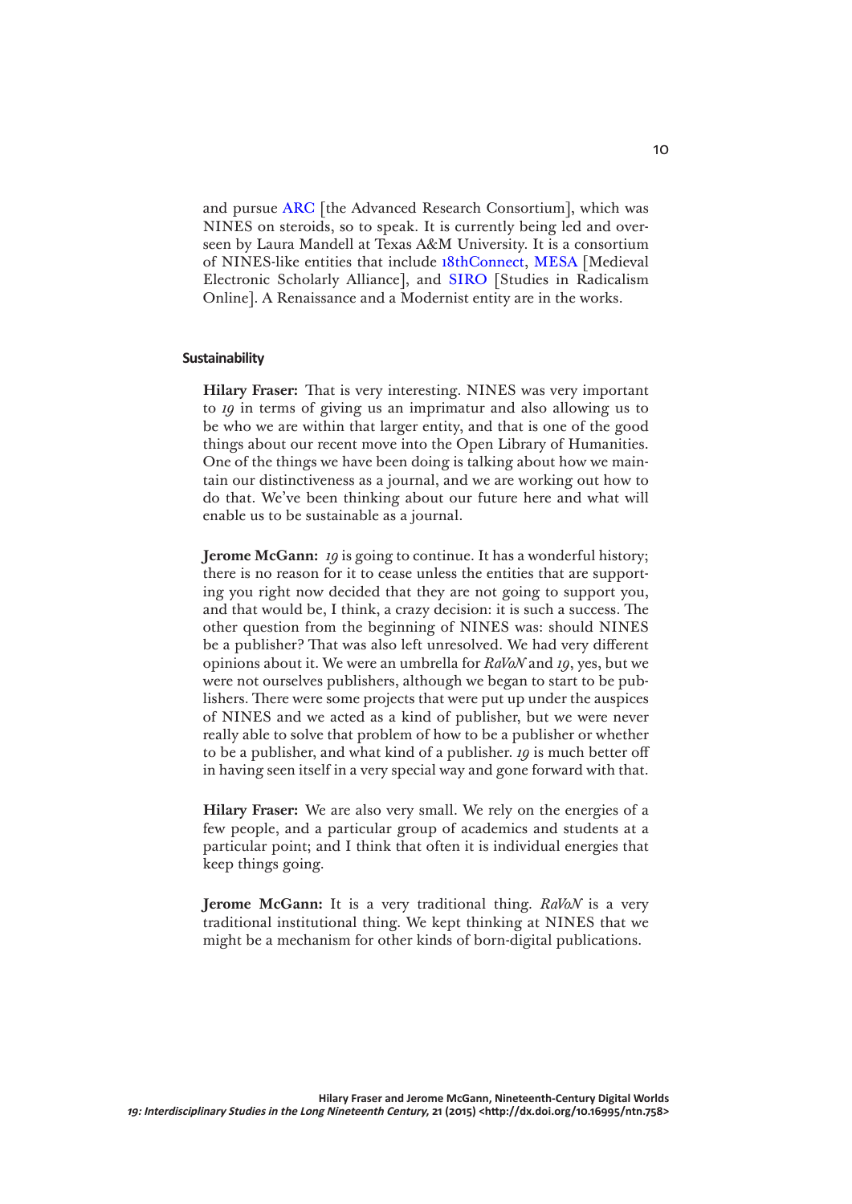and pursue ARC [the Advanced Research Consortium], which was NINES on steroids, so to speak. It is currently being led and overseen by Laura Mandell at Texas A&M University. It is a consortium of NINES-like entities that include 18thConnect, MESA [Medieval Electronic Scholarly Alliance], and SIRO [Studies in Radicalism Online]. A Renaissance and a Modernist entity are in the works.

### Sustainability

**Hilary Fraser:** That is very interesting. NINES was very important to *19* in terms of giving us an imprimatur and also allowing us to be who we are within that larger entity, and that is one of the good things about our recent move into the Open Library of Humanities. One of the things we have been doing is talking about how we maintain our distinctiveness as a journal, and we are working out how to do that. We've been thinking about our future here and what will enable us to be sustainable as a journal.

**Jerome McGann:** *19* is going to continue. It has a wonderful history; there is no reason for it to cease unless the entities that are supporting you right now decided that they are not going to support you, and that would be, I think, a crazy decision: it is such a success. The other question from the beginning of NINES was: should NINES be a publisher? That was also left unresolved. We had very different opinions about it. We were an umbrella for *RaVoN* and *19*, yes, but we were not ourselves publishers, although we began to start to be publishers. There were some projects that were put up under the auspices of NINES and we acted as a kind of publisher, but we were never really able to solve that problem of how to be a publisher or whether to be a publisher, and what kind of a publisher. *19* is much better off in having seen itself in a very special way and gone forward with that.

**Hilary Fraser:** We are also very small. We rely on the energies of a few people, and a particular group of academics and students at a particular point; and I think that often it is individual energies that keep things going.

**Jerome McGann:** It is a very traditional thing. *RaVoN* is a very traditional institutional thing. We kept thinking at NINES that we might be a mechanism for other kinds of born-digital publications.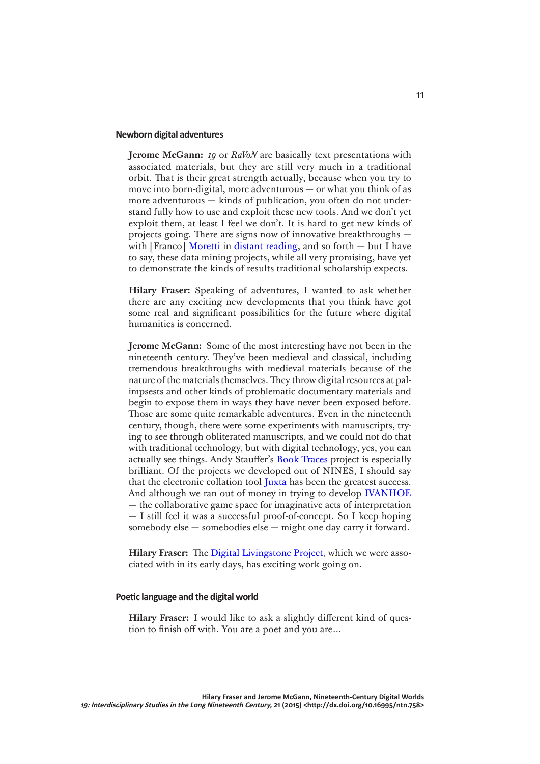## Newborn digital adventures

**Jerome McGann:** *19* or *RaVoN* are basically text presentations with associated materials, but they are still very much in a traditional orbit. That is their great strength actually, because when you try to move into born-digital, more adventurous — or what you think of as more adventurous — kinds of publication, you often do not understand fully how to use and exploit these new tools. And we don't yet exploit them, at least I feel we don't. It is hard to get new kinds of projects going. There are signs now of innovative breakthroughs — with [Franco] Moretti in distant reading, and so forth — but I have to say, these data mining projects, while all very promising, have yet to demonstrate the kinds of results traditional scholarship expects.

**Hilary Fraser:** Speaking of adventures, I wanted to ask whether there are any exciting new developments that you think have got some real and significant possibilities for the future where digital humanities is concerned.

**Jerome McGann:** Some of the most interesting have not been in the nineteenth century. They've been medieval and classical, including tremendous breakthroughs with medieval materials because of the nature of the materials themselves. They throw digital resources at palimpsests and other kinds of problematic documentary materials and begin to expose them in ways they have never been exposed before. Those are some quite remarkable adventures. Even in the nineteenth century, though, there were some experiments with manuscripts, trying to see through obliterated manuscripts, and we could not do that with traditional technology, but with digital technology, yes, you can actually see things. Andy Stauffer's Book Traces project is especially brilliant. Of the projects we developed out of NINES, I should say that the electronic collation tool Juxta has been the greatest success. And although we ran out of money in trying to develop IVANHOE — the collaborative game space for imaginative acts of interpretation — I still feel it was a successful proof-of-concept. So I keep hoping somebody else — somebodies else — might one day carry it forward.

**Hilary Fraser:** The Digital Livingstone Project, which we were associated with in its early days, has exciting work going on.

## Poetic language and the digital world

**Hilary Fraser:** I would like to ask a slightly different kind of question to finish off with. You are a poet and you are…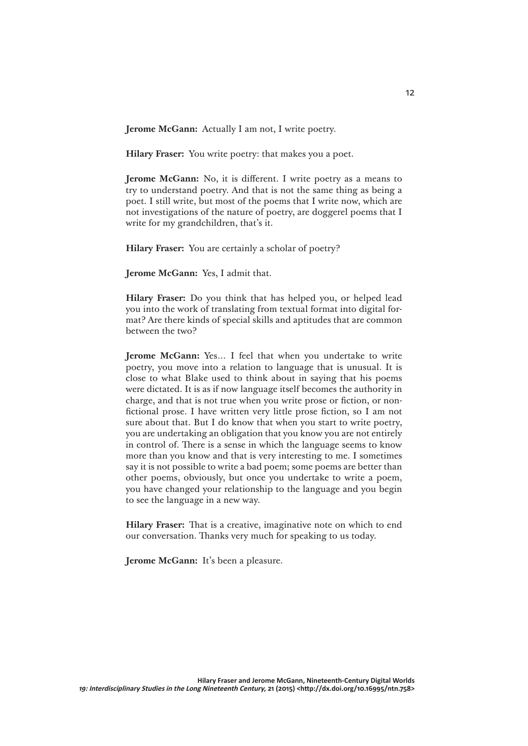**Jerome McGann:** Actually I am not, I write poetry.

**Hilary Fraser:** You write poetry: that makes you a poet.

**Jerome McGann:** No, it is different. I write poetry as a means to try to understand poetry. And that is not the same thing as being a poet. I still write, but most of the poems that I write now, which are not investigations of the nature of poetry, are doggerel poems that I write for my grandchildren, that's it.

**Hilary Fraser:** You are certainly a scholar of poetry?

**Jerome McGann:** Yes, I admit that.

**Hilary Fraser:** Do you think that has helped you, or helped lead you into the work of translating from textual format into digital format? Are there kinds of special skills and aptitudes that are common between the two?

**Jerome McGann:** Yes... I feel that when you undertake to write poetry, you move into a relation to language that is unusual. It is close to what Blake used to think about in saying that his poems were dictated. It is as if now language itself becomes the authority in charge, and that is not true when you write prose or fiction, or non-fictional prose. I have written very little prose fiction, so I am not sure about that. But I do know that when you start to write poetry, you are undertaking an obligation that you know you are not entirely in control of. There is a sense in which the language seems to know more than you know and that is very interesting to me. I sometimes say it is not possible to write a bad poem; some poems are better than other poems, obviously, but once you undertake to write a poem, you have changed your relationship to the language and you begin to see the language in a new way.

**Hilary Fraser:** That is a creative, imaginative note on which to end our conversation. Thanks very much for speaking to us today.

**Jerome McGann:** It's been a pleasure.